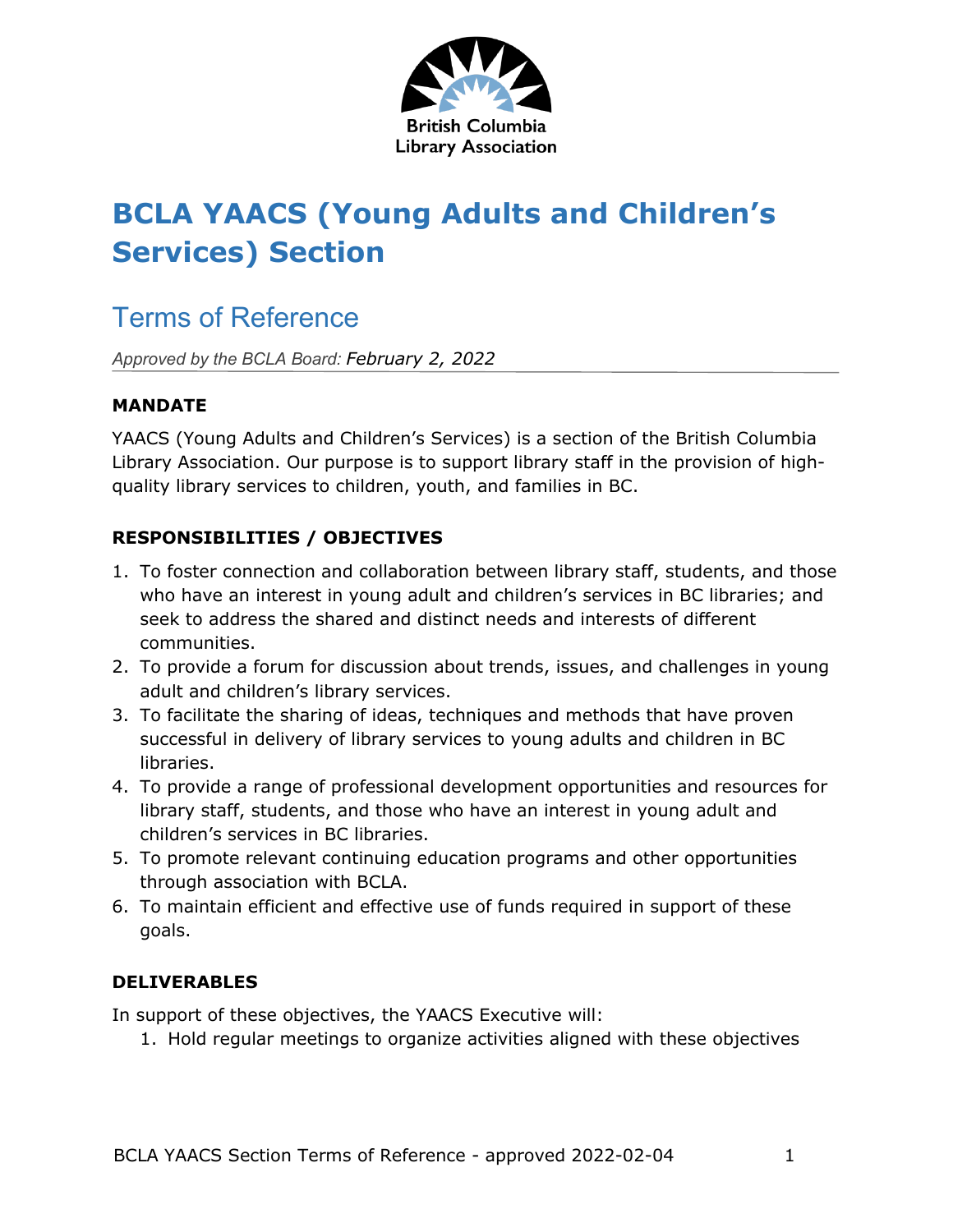British Columbia Library Association

# BCLA YAACS (Young Adults and Children's Services) Section

## Terms of Reference

*Approved by the BCLA Board: February 2, 2022*

### MANDATE

YAACS (Young Adults and Children's Services) is a section of the British Columbia Library Association. Our purpose is to support library staff in the provision of high-quality library services to children, youth, and families in BC.

### RESPONSIBILITIES / OBJECTIVES

1. To foster connection and collaboration between library staff, students, and those who have an interest in young adult and children's services in BC libraries; and seek to address the shared and distinct needs and interests of different communities.
2. To provide a forum for discussion about trends, issues, and challenges in young adult and children's library services.
3. To facilitate the sharing of ideas, techniques and methods that have proven successful in delivery of library services to young adults and children in BC libraries.
4. To provide a range of professional development opportunities and resources for library staff, students, and those who have an interest in young adult and children's services in BC libraries.
5. To promote relevant continuing education programs and other opportunities through association with BCLA.
6. To maintain efficient and effective use of funds required in support of these goals.

### DELIVERABLES

In support of these objectives, the YAACS Executive will:

1. Hold regular meetings to organize activities aligned with these objectives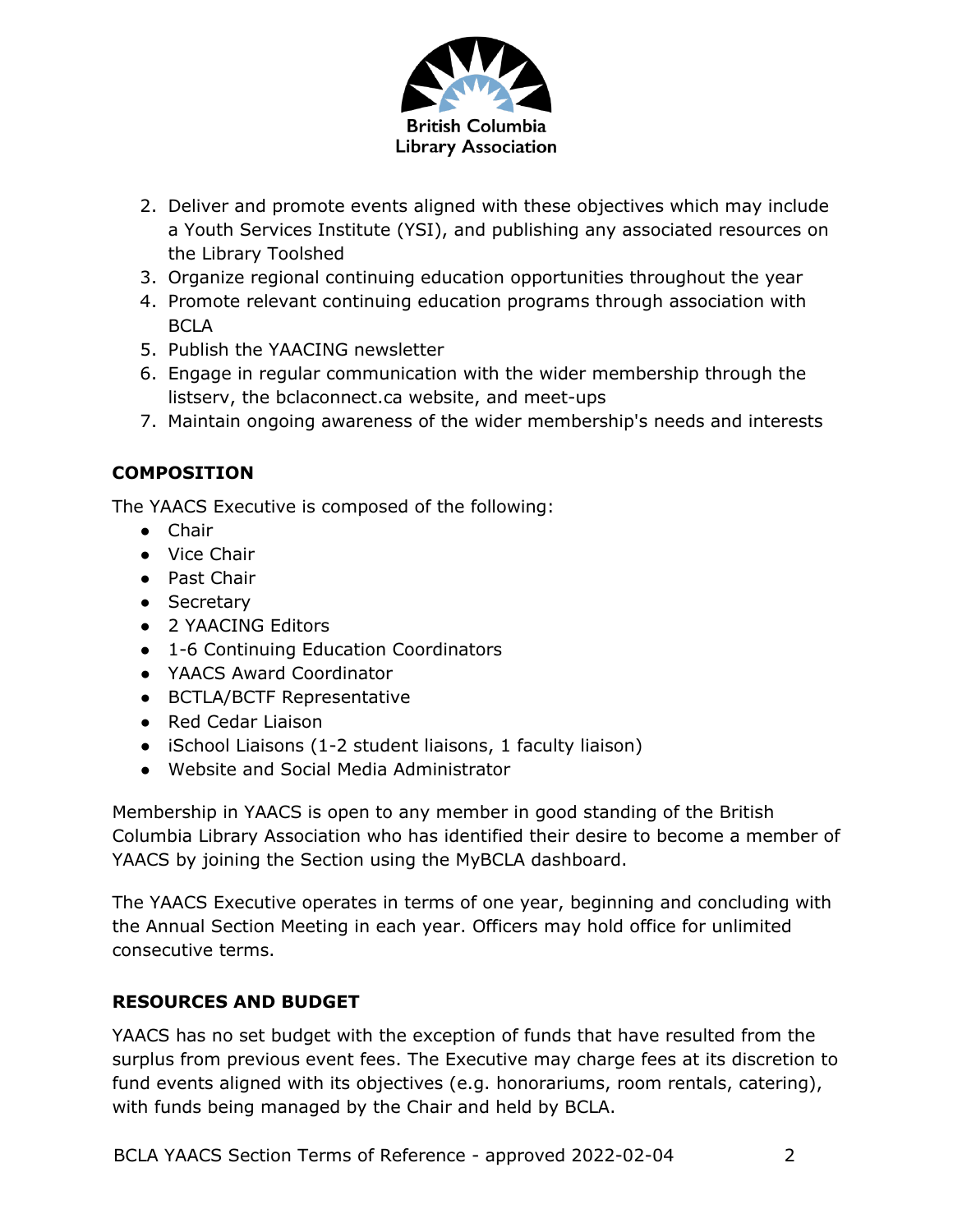2. Deliver and promote events aligned with these objectives which may include a Youth Services Institute (YSI), and publishing any associated resources on the Library Toolshed
3. Organize regional continuing education opportunities throughout the year
4. Promote relevant continuing education programs through association with BCLA
5. Publish the YAACING newsletter
6. Engage in regular communication with the wider membership through the listserv, the bclaconnect.ca website, and meet-ups
7. Maintain ongoing awareness of the wider membership's needs and interests

## COMPOSITION

The YAACS Executive is composed of the following:

- Chair
- Vice Chair
- Past Chair
- Secretary
- 2 YAACING Editors
- 1-6 Continuing Education Coordinators
- YAACS Award Coordinator
- BCTLA/BCTF Representative
- Red Cedar Liaison
- iSchool Liaisons (1-2 student liaisons, 1 faculty liaison)
- Website and Social Media Administrator

Membership in YAACS is open to any member in good standing of the British Columbia Library Association who has identified their desire to become a member of YAACS by joining the Section using the MyBCLA dashboard.

The YAACS Executive operates in terms of one year, beginning and concluding with the Annual Section Meeting in each year. Officers may hold office for unlimited consecutive terms.

## RESOURCES AND BUDGET

YAACS has no set budget with the exception of funds that have resulted from the surplus from previous event fees. The Executive may charge fees at its discretion to fund events aligned with its objectives (e.g. honorariums, room rentals, catering), with funds being managed by the Chair and held by BCLA.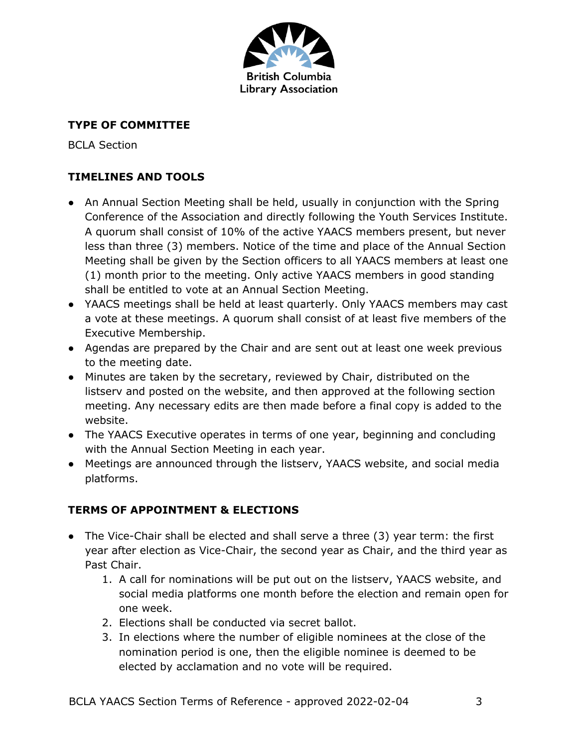**TYPE OF COMMITTEE**

BCLA Section

**TIMELINES AND TOOLS**

- An Annual Section Meeting shall be held, usually in conjunction with the Spring Conference of the Association and directly following the Youth Services Institute. A quorum shall consist of 10% of the active YAACS members present, but never less than three (3) members. Notice of the time and place of the Annual Section Meeting shall be given by the Section officers to all YAACS members at least one (1) month prior to the meeting. Only active YAACS members in good standing shall be entitled to vote at an Annual Section Meeting.
- YAACS meetings shall be held at least quarterly. Only YAACS members may cast a vote at these meetings. A quorum shall consist of at least five members of the Executive Membership.
- Agendas are prepared by the Chair and are sent out at least one week previous to the meeting date.
- Minutes are taken by the secretary, reviewed by Chair, distributed on the listserv and posted on the website, and then approved at the following section meeting. Any necessary edits are then made before a final copy is added to the website.
- The YAACS Executive operates in terms of one year, beginning and concluding with the Annual Section Meeting in each year.
- Meetings are announced through the listserv, YAACS website, and social media platforms.

**TERMS OF APPOINTMENT & ELECTIONS**

- The Vice-Chair shall be elected and shall serve a three (3) year term: the first year after election as Vice-Chair, the second year as Chair, and the third year as Past Chair.
  1. A call for nominations will be put out on the listserv, YAACS website, and social media platforms one month before the election and remain open for one week.
  2. Elections shall be conducted via secret ballot.
  3. In elections where the number of eligible nominees at the close of the nomination period is one, then the eligible nominee is deemed to be elected by acclamation and no vote will be required.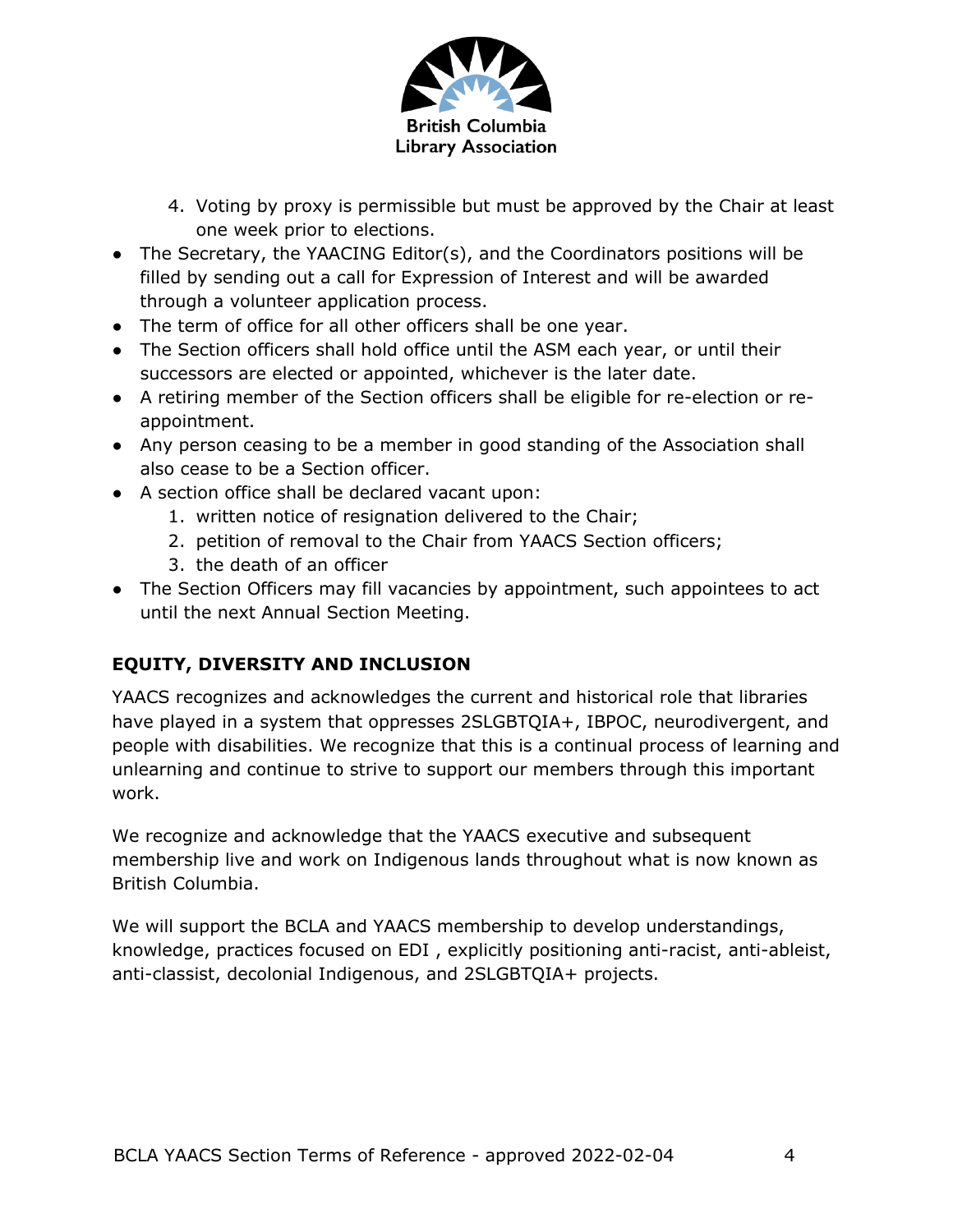4. Voting by proxy is permissible but must be approved by the Chair at least one week prior to elections.

- The Secretary, the YAACING Editor(s), and the Coordinators positions will be filled by sending out a call for Expression of Interest and will be awarded through a volunteer application process.
- The term of office for all other officers shall be one year.
- The Section officers shall hold office until the ASM each year, or until their successors are elected or appointed, whichever is the later date.
- A retiring member of the Section officers shall be eligible for re-election or re-appointment.
- Any person ceasing to be a member in good standing of the Association shall also cease to be a Section officer.
- A section office shall be declared vacant upon:
  1. written notice of resignation delivered to the Chair;
  2. petition of removal to the Chair from YAACS Section officers;
  3. the death of an officer
- The Section Officers may fill vacancies by appointment, such appointees to act until the next Annual Section Meeting.

## EQUITY, DIVERSITY AND INCLUSION

YAACS recognizes and acknowledges the current and historical role that libraries have played in a system that oppresses 2SLGBTQIA+, IBPOC, neurodivergent, and people with disabilities. We recognize that this is a continual process of learning and unlearning and continue to strive to support our members through this important work.

We recognize and acknowledge that the YAACS executive and subsequent membership live and work on Indigenous lands throughout what is now known as British Columbia.

We will support the BCLA and YAACS membership to develop understandings, knowledge, practices focused on EDI , explicitly positioning anti-racist, anti-ableist, anti-classist, decolonial Indigenous, and 2SLGBTQIA+ projects.